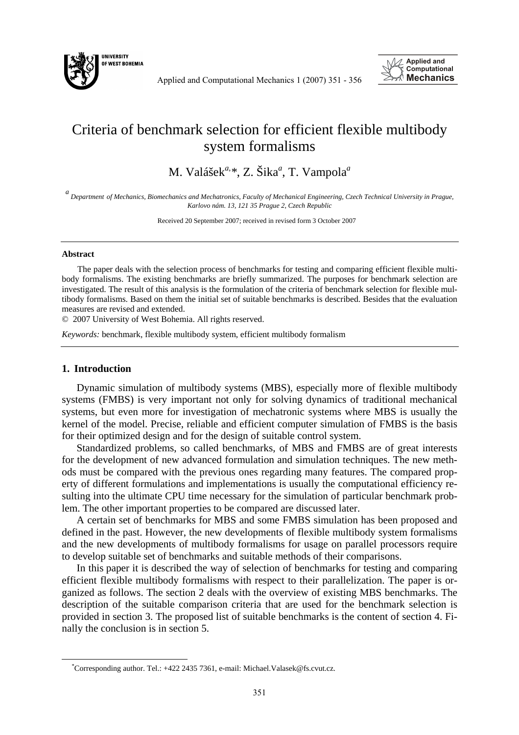# Criteria of benchmark selection for efficient flexible multibody system formalisms

M. Valášek[a,*], Z. Šika[a], T. Vampola[a]

[a] *Department of Mechanics, Biomechanics and Mechatronics, Faculty of Mechanical Engineering, Czech Technical University in Prague, Karlovo nám. 13, 121 35 Prague 2, Czech Republic*

Received 20 September 2007; received in revised form 3 October 2007

---

**Abstract**

The paper deals with the selection process of benchmarks for testing and comparing efficient flexible multibody formalisms. The existing benchmarks are briefly summarized. The purposes for benchmark selection are investigated. The result of this analysis is the formulation of the criteria of benchmark selection for flexible multibody formalisms. Based on them the initial set of suitable benchmarks is described. Besides that the evaluation measures are revised and extended.

© 2007 University of West Bohemia. All rights reserved.

*Keywords:* benchmark, flexible multibody system, efficient multibody formalism

---

## 1. Introduction

Dynamic simulation of multibody systems (MBS), especially more of flexible multibody systems (FMBS) is very important not only for solving dynamics of traditional mechanical systems, but even more for investigation of mechatronic systems where MBS is usually the kernel of the model. Precise, reliable and efficient computer simulation of FMBS is the basis for their optimized design and for the design of suitable control system.

Standardized problems, so called benchmarks, of MBS and FMBS are of great interests for the development of new advanced formulation and simulation techniques. The new methods must be compared with the previous ones regarding many features. The compared property of different formulations and implementations is usually the computational efficiency resulting into the ultimate CPU time necessary for the simulation of particular benchmark problem. The other important properties to be compared are discussed later.

A certain set of benchmarks for MBS and some FMBS simulation has been proposed and defined in the past. However, the new developments of flexible multibody system formalisms and the new developments of multibody formalisms for usage on parallel processors require to develop suitable set of benchmarks and suitable methods of their comparisons.

In this paper it is described the way of selection of benchmarks for testing and comparing efficient flexible multibody formalisms with respect to their parallelization. The paper is organized as follows. The section 2 deals with the overview of existing MBS benchmarks. The description of the suitable comparison criteria that are used for the benchmark selection is provided in section 3. The proposed list of suitable benchmarks is the content of section 4. Finally the conclusion is in section 5.

[*] Corresponding author. Tel.: +422 2435 7361, e-mail: Michael.Valasek@fs.cvut.cz.